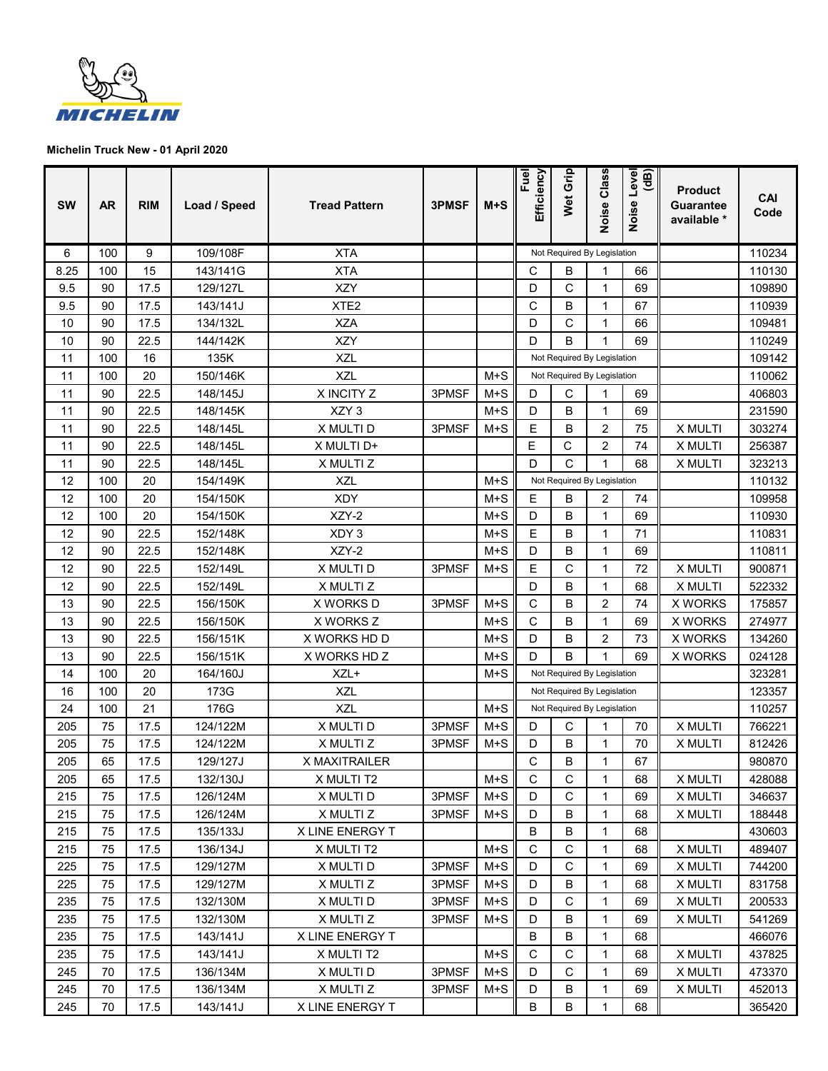**Michelin Truck New - 01 April 2020**

| SW | AR | RIM | Load / Speed | Tread Pattern | 3PMSF | M+S | Fuel Efficiency | Wet Grip | Noise Class | Noise Level (dB) | Product Guarantee available * | CAI Code |
|---|---|---|---|---|---|---|---|---|---|---|---|---|
| 6 | 100 | 9 | 109/108F | XTA | | | Not Required By Legislation | | | | | 110234 |
| 8.25 | 100 | 15 | 143/141G | XTA | | | C | B | 1 | 66 | | 110130 |
| 9.5 | 90 | 17.5 | 129/127L | XZY | | | D | C | 1 | 69 | | 109890 |
| 9.5 | 90 | 17.5 | 143/141J | XTE2 | | | C | B | 1 | 67 | | 110939 |
| 10 | 90 | 17.5 | 134/132L | XZA | | | D | C | 1 | 66 | | 109481 |
| 10 | 90 | 22.5 | 144/142K | XZY | | | D | B | 1 | 69 | | 110249 |
| 11 | 100 | 16 | 135K | XZL | | | Not Required By Legislation | | | | | 109142 |
| 11 | 100 | 20 | 150/146K | XZL | | M+S | Not Required By Legislation | | | | | 110062 |
| 11 | 90 | 22.5 | 148/145J | X INCITY Z | 3PMSF | M+S | D | C | 1 | 69 | | 406803 |
| 11 | 90 | 22.5 | 148/145K | XZY 3 | | M+S | D | B | 1 | 69 | | 231590 |
| 11 | 90 | 22.5 | 148/145L | X MULTI D | 3PMSF | M+S | E | B | 2 | 75 | X MULTI | 303274 |
| 11 | 90 | 22.5 | 148/145L | X MULTI D+ | | | E | C | 2 | 74 | X MULTI | 256387 |
| 11 | 90 | 22.5 | 148/145L | X MULTI Z | | | D | C | 1 | 68 | X MULTI | 323213 |
| 12 | 100 | 20 | 154/149K | XZL | | M+S | Not Required By Legislation | | | | | 110132 |
| 12 | 100 | 20 | 154/150K | XDY | | M+S | E | B | 2 | 74 | | 109958 |
| 12 | 100 | 20 | 154/150K | XZY-2 | | M+S | D | B | 1 | 69 | | 110930 |
| 12 | 90 | 22.5 | 152/148K | XDY 3 | | M+S | E | B | 1 | 71 | | 110831 |
| 12 | 90 | 22.5 | 152/148K | XZY-2 | | M+S | D | B | 1 | 69 | | 110811 |
| 12 | 90 | 22.5 | 152/149L | X MULTI D | 3PMSF | M+S | E | C | 1 | 72 | X MULTI | 900871 |
| 12 | 90 | 22.5 | 152/149L | X MULTI Z | | | D | B | 1 | 68 | X MULTI | 522332 |
| 13 | 90 | 22.5 | 156/150K | X WORKS D | 3PMSF | M+S | C | B | 2 | 74 | X WORKS | 175857 |
| 13 | 90 | 22.5 | 156/150K | X WORKS Z | | M+S | C | B | 1 | 69 | X WORKS | 274977 |
| 13 | 90 | 22.5 | 156/151K | X WORKS HD D | | M+S | D | B | 2 | 73 | X WORKS | 134260 |
| 13 | 90 | 22.5 | 156/151K | X WORKS HD Z | | M+S | D | B | 1 | 69 | X WORKS | 024128 |
| 14 | 100 | 20 | 164/160J | XZL+ | | M+S | Not Required By Legislation | | | | | 323281 |
| 16 | 100 | 20 | 173G | XZL | | | Not Required By Legislation | | | | | 123357 |
| 24 | 100 | 21 | 176G | XZL | | M+S | Not Required By Legislation | | | | | 110257 |
| 205 | 75 | 17.5 | 124/122M | X MULTI D | 3PMSF | M+S | D | C | 1 | 70 | X MULTI | 766221 |
| 205 | 75 | 17.5 | 124/122M | X MULTI Z | 3PMSF | M+S | D | B | 1 | 70 | X MULTI | 812426 |
| 205 | 65 | 17.5 | 129/127J | X MAXITRAILER | | | C | B | 1 | 67 | | 980870 |
| 205 | 65 | 17.5 | 132/130J | X MULTI T2 | | M+S | C | C | 1 | 68 | X MULTI | 428088 |
| 215 | 75 | 17.5 | 126/124M | X MULTI D | 3PMSF | M+S | D | C | 1 | 69 | X MULTI | 346637 |
| 215 | 75 | 17.5 | 126/124M | X MULTI Z | 3PMSF | M+S | D | B | 1 | 68 | X MULTI | 188448 |
| 215 | 75 | 17.5 | 135/133J | X LINE ENERGY T | | | B | B | 1 | 68 | | 430603 |
| 215 | 75 | 17.5 | 136/134J | X MULTI T2 | | M+S | C | C | 1 | 68 | X MULTI | 489407 |
| 225 | 75 | 17.5 | 129/127M | X MULTI D | 3PMSF | M+S | D | C | 1 | 69 | X MULTI | 744200 |
| 225 | 75 | 17.5 | 129/127M | X MULTI Z | 3PMSF | M+S | D | B | 1 | 68 | X MULTI | 831758 |
| 235 | 75 | 17.5 | 132/130M | X MULTI D | 3PMSF | M+S | D | C | 1 | 69 | X MULTI | 200533 |
| 235 | 75 | 17.5 | 132/130M | X MULTI Z | 3PMSF | M+S | D | B | 1 | 69 | X MULTI | 541269 |
| 235 | 75 | 17.5 | 143/141J | X LINE ENERGY T | | | B | B | 1 | 68 | | 466076 |
| 235 | 75 | 17.5 | 143/141J | X MULTI T2 | | M+S | C | C | 1 | 68 | X MULTI | 437825 |
| 245 | 70 | 17.5 | 136/134M | X MULTI D | 3PMSF | M+S | D | C | 1 | 69 | X MULTI | 473370 |
| 245 | 70 | 17.5 | 136/134M | X MULTI Z | 3PMSF | M+S | D | B | 1 | 69 | X MULTI | 452013 |
| 245 | 70 | 17.5 | 143/141J | X LINE ENERGY T | | | B | B | 1 | 68 | | 365420 |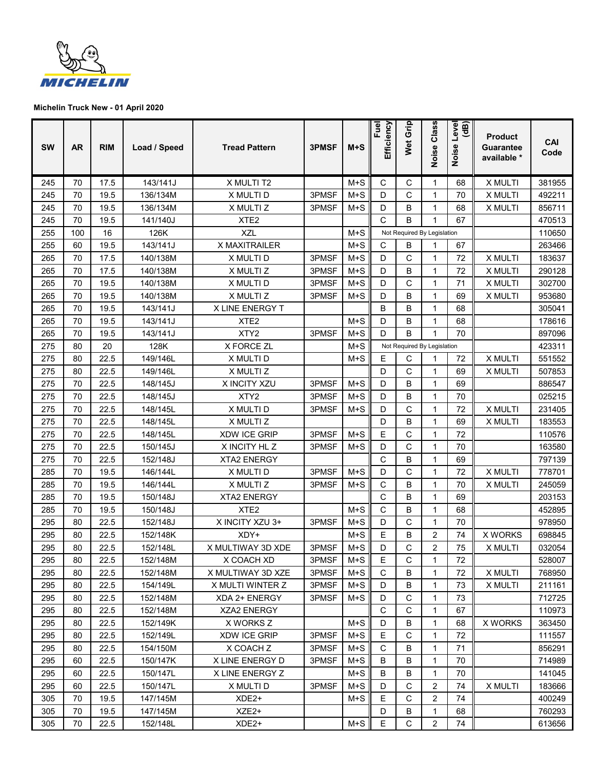**Michelin Truck New - 01 April 2020**

| SW | AR | RIM | Load / Speed | Tread Pattern | 3PMSF | M+S | Fuel Efficiency | Wet Grip | Noise Class | Noise Level (dB) | Product Guarantee available * | CAI Code |
|---|---|---|---|---|---|---|---|---|---|---|---|---|
| 245 | 70 | 17.5 | 143/141J | X MULTI T2 | | M+S | C | C | 1 | 68 | X MULTI | 381955 |
| 245 | 70 | 19.5 | 136/134M | X MULTI D | 3PMSF | M+S | D | C | 1 | 70 | X MULTI | 492211 |
| 245 | 70 | 19.5 | 136/134M | X MULTI Z | 3PMSF | M+S | D | B | 1 | 68 | X MULTI | 856711 |
| 245 | 70 | 19.5 | 141/140J | XTE2 | | | C | B | 1 | 67 | | 470513 |
| 255 | 100 | 16 | 126K | XZL | | M+S | Not Required By Legislation | | | | | 110650 |
| 255 | 60 | 19.5 | 143/141J | X MAXITRAILER | | M+S | C | B | 1 | 67 | | 263466 |
| 265 | 70 | 17.5 | 140/138M | X MULTI D | 3PMSF | M+S | D | C | 1 | 72 | X MULTI | 183637 |
| 265 | 70 | 17.5 | 140/138M | X MULTI Z | 3PMSF | M+S | D | B | 1 | 72 | X MULTI | 290128 |
| 265 | 70 | 19.5 | 140/138M | X MULTI D | 3PMSF | M+S | D | C | 1 | 71 | X MULTI | 302700 |
| 265 | 70 | 19.5 | 140/138M | X MULTI Z | 3PMSF | M+S | D | B | 1 | 69 | X MULTI | 953680 |
| 265 | 70 | 19.5 | 143/141J | X LINE ENERGY T | | | B | B | 1 | 68 | | 305041 |
| 265 | 70 | 19.5 | 143/141J | XTE2 | | M+S | D | B | 1 | 68 | | 178616 |
| 265 | 70 | 19.5 | 143/141J | XTY2 | 3PMSF | M+S | D | B | 1 | 70 | | 897096 |
| 275 | 80 | 20 | 128K | X FORCE ZL | | M+S | Not Required By Legislation | | | | | 423311 |
| 275 | 80 | 22.5 | 149/146L | X MULTI D | | M+S | E | C | 1 | 72 | X MULTI | 551552 |
| 275 | 80 | 22.5 | 149/146L | X MULTI Z | | | D | C | 1 | 69 | X MULTI | 507853 |
| 275 | 70 | 22.5 | 148/145J | X INCITY XZU | 3PMSF | M+S | D | B | 1 | 69 | | 886547 |
| 275 | 70 | 22.5 | 148/145J | XTY2 | 3PMSF | M+S | D | B | 1 | 70 | | 025215 |
| 275 | 70 | 22.5 | 148/145L | X MULTI D | 3PMSF | M+S | D | C | 1 | 72 | X MULTI | 231405 |
| 275 | 70 | 22.5 | 148/145L | X MULTI Z | | | D | B | 1 | 69 | X MULTI | 183553 |
| 275 | 70 | 22.5 | 148/145L | XDW ICE GRIP | 3PMSF | M+S | E | C | 1 | 72 | | 110576 |
| 275 | 70 | 22.5 | 150/145J | X INCITY HL Z | 3PMSF | M+S | D | C | 1 | 70 | | 163580 |
| 275 | 70 | 22.5 | 152/148J | XTA2 ENERGY | | | C | B | 1 | 69 | | 797139 |
| 285 | 70 | 19.5 | 146/144L | X MULTI D | 3PMSF | M+S | D | C | 1 | 72 | X MULTI | 778701 |
| 285 | 70 | 19.5 | 146/144L | X MULTI Z | 3PMSF | M+S | C | B | 1 | 70 | X MULTI | 245059 |
| 285 | 70 | 19.5 | 150/148J | XTA2 ENERGY | | | C | B | 1 | 69 | | 203153 |
| 285 | 70 | 19.5 | 150/148J | XTE2 | | M+S | C | B | 1 | 68 | | 452895 |
| 295 | 80 | 22.5 | 152/148J | X INCITY XZU 3+ | 3PMSF | M+S | D | C | 1 | 70 | | 978950 |
| 295 | 80 | 22.5 | 152/148K | XDY+ | | M+S | E | B | 2 | 74 | X WORKS | 698845 |
| 295 | 80 | 22.5 | 152/148L | X MULTIWAY 3D XDE | 3PMSF | M+S | D | C | 2 | 75 | X MULTI | 032054 |
| 295 | 80 | 22.5 | 152/148M | X COACH XD | 3PMSF | M+S | E | C | 1 | 72 | | 528007 |
| 295 | 80 | 22.5 | 152/148M | X MULTIWAY 3D XZE | 3PMSF | M+S | C | B | 1 | 72 | X MULTI | 768950 |
| 295 | 80 | 22.5 | 154/149L | X MULTI WINTER Z | 3PMSF | M+S | D | B | 1 | 73 | X MULTI | 211161 |
| 295 | 80 | 22.5 | 152/148M | XDA 2+ ENERGY | 3PMSF | M+S | D | C | 1 | 73 | | 712725 |
| 295 | 80 | 22.5 | 152/148M | XZA2 ENERGY | | | C | C | 1 | 67 | | 110973 |
| 295 | 80 | 22.5 | 152/149K | X WORKS Z | | M+S | D | B | 1 | 68 | X WORKS | 363450 |
| 295 | 80 | 22.5 | 152/149L | XDW ICE GRIP | 3PMSF | M+S | E | C | 1 | 72 | | 111557 |
| 295 | 80 | 22.5 | 154/150M | X COACH Z | 3PMSF | M+S | C | B | 1 | 71 | | 856291 |
| 295 | 60 | 22.5 | 150/147K | X LINE ENERGY D | 3PMSF | M+S | B | B | 1 | 70 | | 714989 |
| 295 | 60 | 22.5 | 150/147L | X LINE ENERGY Z | | M+S | B | B | 1 | 70 | | 141045 |
| 295 | 60 | 22.5 | 150/147L | X MULTI D | 3PMSF | M+S | D | C | 2 | 74 | X MULTI | 183666 |
| 305 | 70 | 19.5 | 147/145M | XDE2+ | | M+S | E | C | 2 | 74 | | 400249 |
| 305 | 70 | 19.5 | 147/145M | XZE2+ | | | D | B | 1 | 68 | | 760293 |
| 305 | 70 | 22.5 | 152/148L | XDE2+ | | M+S | E | C | 2 | 74 | | 613656 |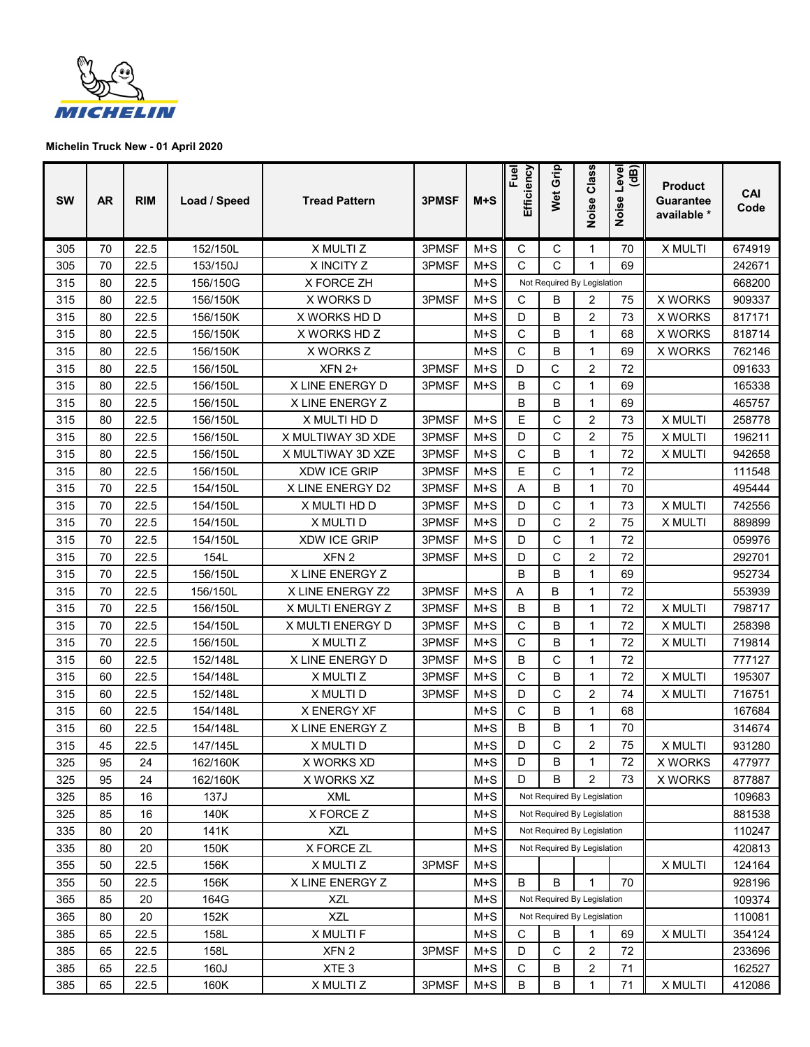**Michelin Truck New - 01 April 2020**

| SW | AR | RIM | Load / Speed | Tread Pattern | 3PMSF | M+S | Fuel Efficiency | Wet Grip | Noise Class | Noise Level (dB) | Product Guarantee available * | CAI Code |
|---|---|---|---|---|---|---|---|---|---|---|---|---|
| 305 | 70 | 22.5 | 152/150L | X MULTI Z | 3PMSF | M+S | C | C | 1 | 70 | X MULTI | 674919 |
| 305 | 70 | 22.5 | 153/150J | X INCITY Z | 3PMSF | M+S | C | C | 1 | 69 | | 242671 |
| 315 | 80 | 22.5 | 156/150G | X FORCE ZH | | M+S | Not Required By Legislation | | | | | 668200 |
| 315 | 80 | 22.5 | 156/150K | X WORKS D | 3PMSF | M+S | C | B | 2 | 75 | X WORKS | 909337 |
| 315 | 80 | 22.5 | 156/150K | X WORKS HD D | | M+S | D | B | 2 | 73 | X WORKS | 817171 |
| 315 | 80 | 22.5 | 156/150K | X WORKS HD Z | | M+S | C | B | 1 | 68 | X WORKS | 818714 |
| 315 | 80 | 22.5 | 156/150K | X WORKS Z | | M+S | C | B | 1 | 69 | X WORKS | 762146 |
| 315 | 80 | 22.5 | 156/150L | XFN 2+ | 3PMSF | M+S | D | C | 2 | 72 | | 091633 |
| 315 | 80 | 22.5 | 156/150L | X LINE ENERGY D | 3PMSF | M+S | B | C | 1 | 69 | | 165338 |
| 315 | 80 | 22.5 | 156/150L | X LINE ENERGY Z | | | B | B | 1 | 69 | | 465757 |
| 315 | 80 | 22.5 | 156/150L | X MULTI HD D | 3PMSF | M+S | E | C | 2 | 73 | X MULTI | 258778 |
| 315 | 80 | 22.5 | 156/150L | X MULTIWAY 3D XDE | 3PMSF | M+S | D | C | 2 | 75 | X MULTI | 196211 |
| 315 | 80 | 22.5 | 156/150L | X MULTIWAY 3D XZE | 3PMSF | M+S | C | B | 1 | 72 | X MULTI | 942658 |
| 315 | 80 | 22.5 | 156/150L | XDW ICE GRIP | 3PMSF | M+S | E | C | 1 | 72 | | 111548 |
| 315 | 70 | 22.5 | 154/150L | X LINE ENERGY D2 | 3PMSF | M+S | A | B | 1 | 70 | | 495444 |
| 315 | 70 | 22.5 | 154/150L | X MULTI HD D | 3PMSF | M+S | D | C | 1 | 73 | X MULTI | 742556 |
| 315 | 70 | 22.5 | 154/150L | X MULTI D | 3PMSF | M+S | D | C | 2 | 75 | X MULTI | 889899 |
| 315 | 70 | 22.5 | 154/150L | XDW ICE GRIP | 3PMSF | M+S | D | C | 1 | 72 | | 059976 |
| 315 | 70 | 22.5 | 154L | XFN 2 | 3PMSF | M+S | D | C | 2 | 72 | | 292701 |
| 315 | 70 | 22.5 | 156/150L | X LINE ENERGY Z | | | B | B | 1 | 69 | | 952734 |
| 315 | 70 | 22.5 | 156/150L | X LINE ENERGY Z2 | 3PMSF | M+S | A | B | 1 | 72 | | 553939 |
| 315 | 70 | 22.5 | 156/150L | X MULTI ENERGY Z | 3PMSF | M+S | B | B | 1 | 72 | X MULTI | 798717 |
| 315 | 70 | 22.5 | 154/150L | X MULTI ENERGY D | 3PMSF | M+S | C | B | 1 | 72 | X MULTI | 258398 |
| 315 | 70 | 22.5 | 156/150L | X MULTI Z | 3PMSF | M+S | C | B | 1 | 72 | X MULTI | 719814 |
| 315 | 60 | 22.5 | 152/148L | X LINE ENERGY D | 3PMSF | M+S | B | C | 1 | 72 | | 777127 |
| 315 | 60 | 22.5 | 154/148L | X MULTI Z | 3PMSF | M+S | C | B | 1 | 72 | X MULTI | 195307 |
| 315 | 60 | 22.5 | 152/148L | X MULTI D | 3PMSF | M+S | D | C | 2 | 74 | X MULTI | 716751 |
| 315 | 60 | 22.5 | 154/148L | X ENERGY XF | | M+S | C | B | 1 | 68 | | 167684 |
| 315 | 60 | 22.5 | 154/148L | X LINE ENERGY Z | | M+S | B | B | 1 | 70 | | 314674 |
| 315 | 45 | 22.5 | 147/145L | X MULTI D | | M+S | D | C | 2 | 75 | X MULTI | 931280 |
| 325 | 95 | 24 | 162/160K | X WORKS XD | | M+S | D | B | 1 | 72 | X WORKS | 477977 |
| 325 | 95 | 24 | 162/160K | X WORKS XZ | | M+S | D | B | 2 | 73 | X WORKS | 877887 |
| 325 | 85 | 16 | 137J | XML | | M+S | Not Required By Legislation | | | | | 109683 |
| 325 | 85 | 16 | 140K | X FORCE Z | | M+S | Not Required By Legislation | | | | | 881538 |
| 335 | 80 | 20 | 141K | XZL | | M+S | Not Required By Legislation | | | | | 110247 |
| 335 | 80 | 20 | 150K | X FORCE ZL | | M+S | Not Required By Legislation | | | | | 420813 |
| 355 | 50 | 22.5 | 156K | X MULTI Z | 3PMSF | M+S | | | | | X MULTI | 124164 |
| 355 | 50 | 22.5 | 156K | X LINE ENERGY Z | | M+S | B | B | 1 | 70 | | 928196 |
| 365 | 85 | 20 | 164G | XZL | | M+S | Not Required By Legislation | | | | | 109374 |
| 365 | 80 | 20 | 152K | XZL | | M+S | Not Required By Legislation | | | | | 110081 |
| 385 | 65 | 22.5 | 158L | X MULTI F | | M+S | C | B | 1 | 69 | X MULTI | 354124 |
| 385 | 65 | 22.5 | 158L | XFN 2 | 3PMSF | M+S | D | C | 2 | 72 | | 233696 |
| 385 | 65 | 22.5 | 160J | XTE 3 | | M+S | C | B | 2 | 71 | | 162527 |
| 385 | 65 | 22.5 | 160K | X MULTI Z | 3PMSF | M+S | B | B | 1 | 71 | X MULTI | 412086 |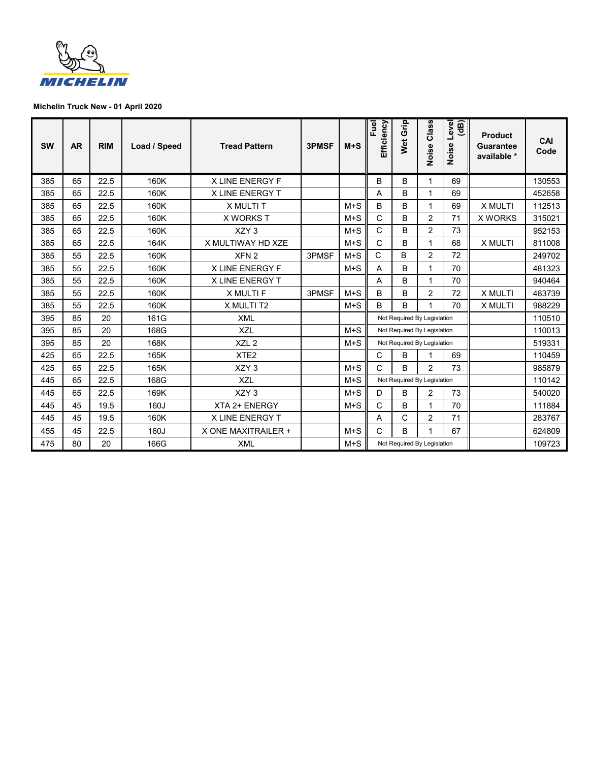**Michelin Truck New - 01 April 2020**

| SW | AR | RIM | Load / Speed | Tread Pattern | 3PMSF | M+S | Fuel Efficiency | Wet Grip | Noise Class | Noise Level (dB) | Product Guarantee available * | CAI Code |
|---|---|---|---|---|---|---|---|---|---|---|---|---|
| 385 | 65 | 22.5 | 160K | X LINE ENERGY F | | | B | B | 1 | 69 | | 130553 |
| 385 | 65 | 22.5 | 160K | X LINE ENERGY T | | | A | B | 1 | 69 | | 452658 |
| 385 | 65 | 22.5 | 160K | X MULTI T | | M+S | B | B | 1 | 69 | X MULTI | 112513 |
| 385 | 65 | 22.5 | 160K | X WORKS T | | M+S | C | B | 2 | 71 | X WORKS | 315021 |
| 385 | 65 | 22.5 | 160K | XZY 3 | | M+S | C | B | 2 | 73 | | 952153 |
| 385 | 65 | 22.5 | 164K | X MULTIWAY HD XZE | | M+S | C | B | 1 | 68 | X MULTI | 811008 |
| 385 | 55 | 22.5 | 160K | XFN 2 | 3PMSF | M+S | C | B | 2 | 72 | | 249702 |
| 385 | 55 | 22.5 | 160K | X LINE ENERGY F | | M+S | A | B | 1 | 70 | | 481323 |
| 385 | 55 | 22.5 | 160K | X LINE ENERGY T | | | A | B | 1 | 70 | | 940464 |
| 385 | 55 | 22.5 | 160K | X MULTI F | 3PMSF | M+S | B | B | 2 | 72 | X MULTI | 483739 |
| 385 | 55 | 22.5 | 160K | X MULTI T2 | | M+S | B | B | 1 | 70 | X MULTI | 988229 |
| 395 | 85 | 20 | 161G | XML | | | Not Required By Legislation | | | | | 110510 |
| 395 | 85 | 20 | 168G | XZL | | M+S | Not Required By Legislation | | | | | 110013 |
| 395 | 85 | 20 | 168K | XZL 2 | | M+S | Not Required By Legislation | | | | | 519331 |
| 425 | 65 | 22.5 | 165K | XTE2 | | | C | B | 1 | 69 | | 110459 |
| 425 | 65 | 22.5 | 165K | XZY 3 | | M+S | C | B | 2 | 73 | | 985879 |
| 445 | 65 | 22.5 | 168G | XZL | | M+S | Not Required By Legislation | | | | | 110142 |
| 445 | 65 | 22.5 | 169K | XZY 3 | | M+S | D | B | 2 | 73 | | 540020 |
| 445 | 45 | 19.5 | 160J | XTA 2+ ENERGY | | M+S | C | B | 1 | 70 | | 111884 |
| 445 | 45 | 19.5 | 160K | X LINE ENERGY T | | | A | C | 2 | 71 | | 283767 |
| 455 | 45 | 22.5 | 160J | X ONE MAXITRAILER + | | M+S | C | B | 1 | 67 | | 624809 |
| 475 | 80 | 20 | 166G | XML | | M+S | Not Required By Legislation | | | | | 109723 |